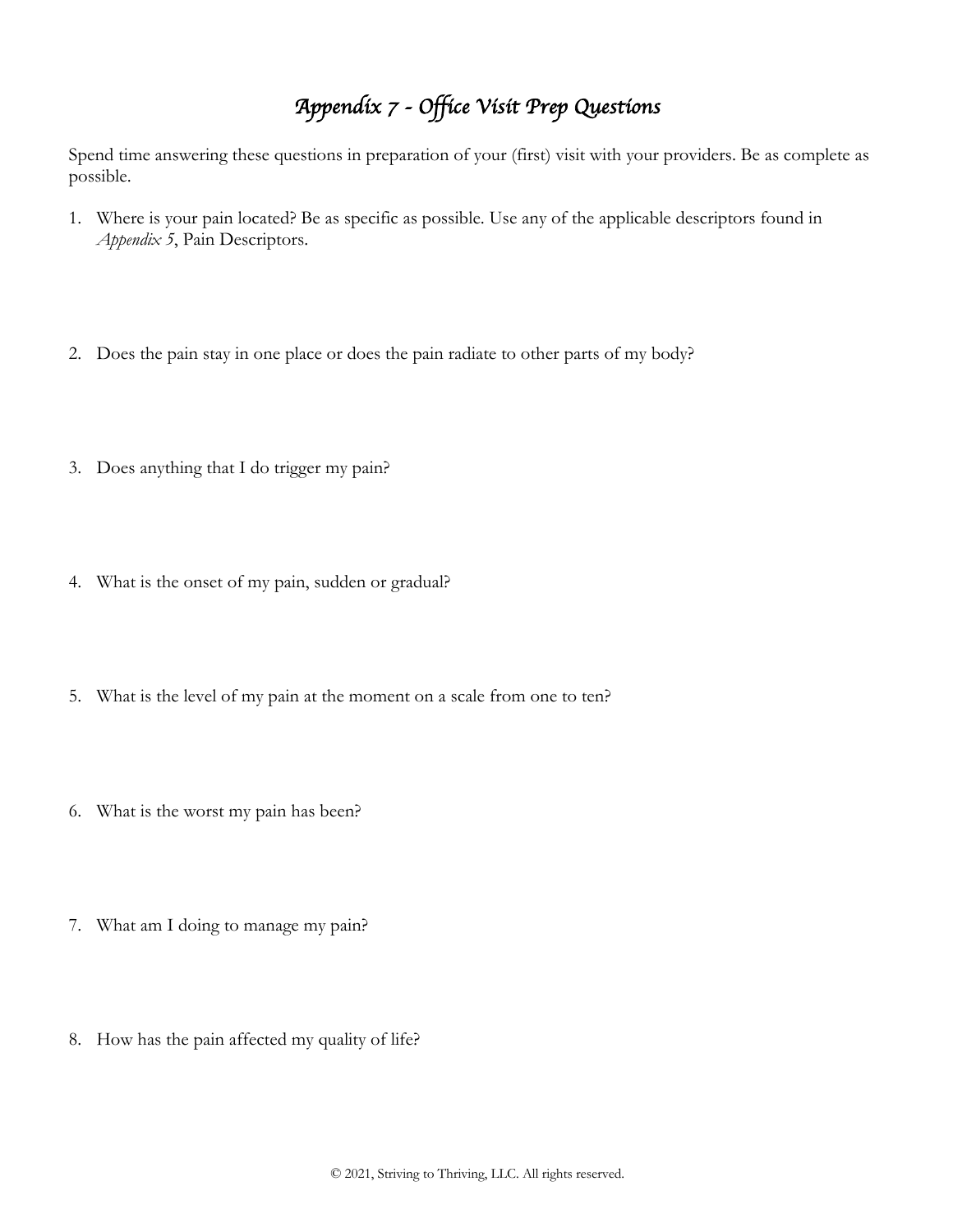# *Appendix 7 - Office Visit Prep Questions*

Spend time answering these questions in preparation of your (first) visit with your providers. Be as complete as possible.

1. Where is your pain located? Be as specific as possible. Use any of the applicable descriptors found in *Appendix 5*, Pain Descriptors.

2. Does the pain stay in one place or does the pain radiate to other parts of my body?

3. Does anything that I do trigger my pain?

4. What is the onset of my pain, sudden or gradual?

5. What is the level of my pain at the moment on a scale from one to ten?

6. What is the worst my pain has been?

7. What am I doing to manage my pain?

8. How has the pain affected my quality of life?

© 2021, Striving to Thriving, LLC. All rights reserved.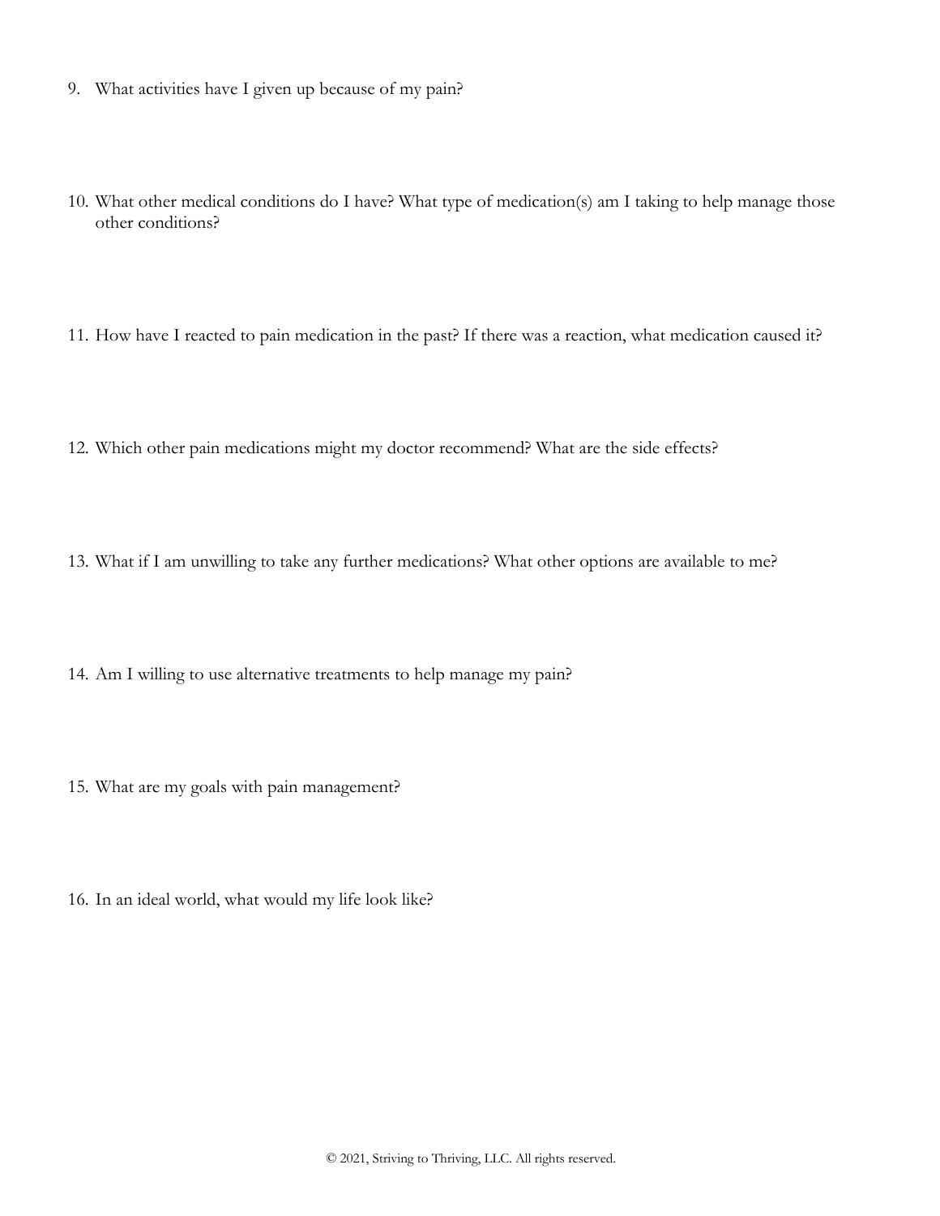9. What activities have I given up because of my pain?

10. What other medical conditions do I have? What type of medication(s) am I taking to help manage those other conditions?

11. How have I reacted to pain medication in the past? If there was a reaction, what medication caused it?

12. Which other pain medications might my doctor recommend? What are the side effects?

13. What if I am unwilling to take any further medications? What other options are available to me?

14. Am I willing to use alternative treatments to help manage my pain?

15. What are my goals with pain management?

16. In an ideal world, what would my life look like?

© 2021, Striving to Thriving, LLC. All rights reserved.